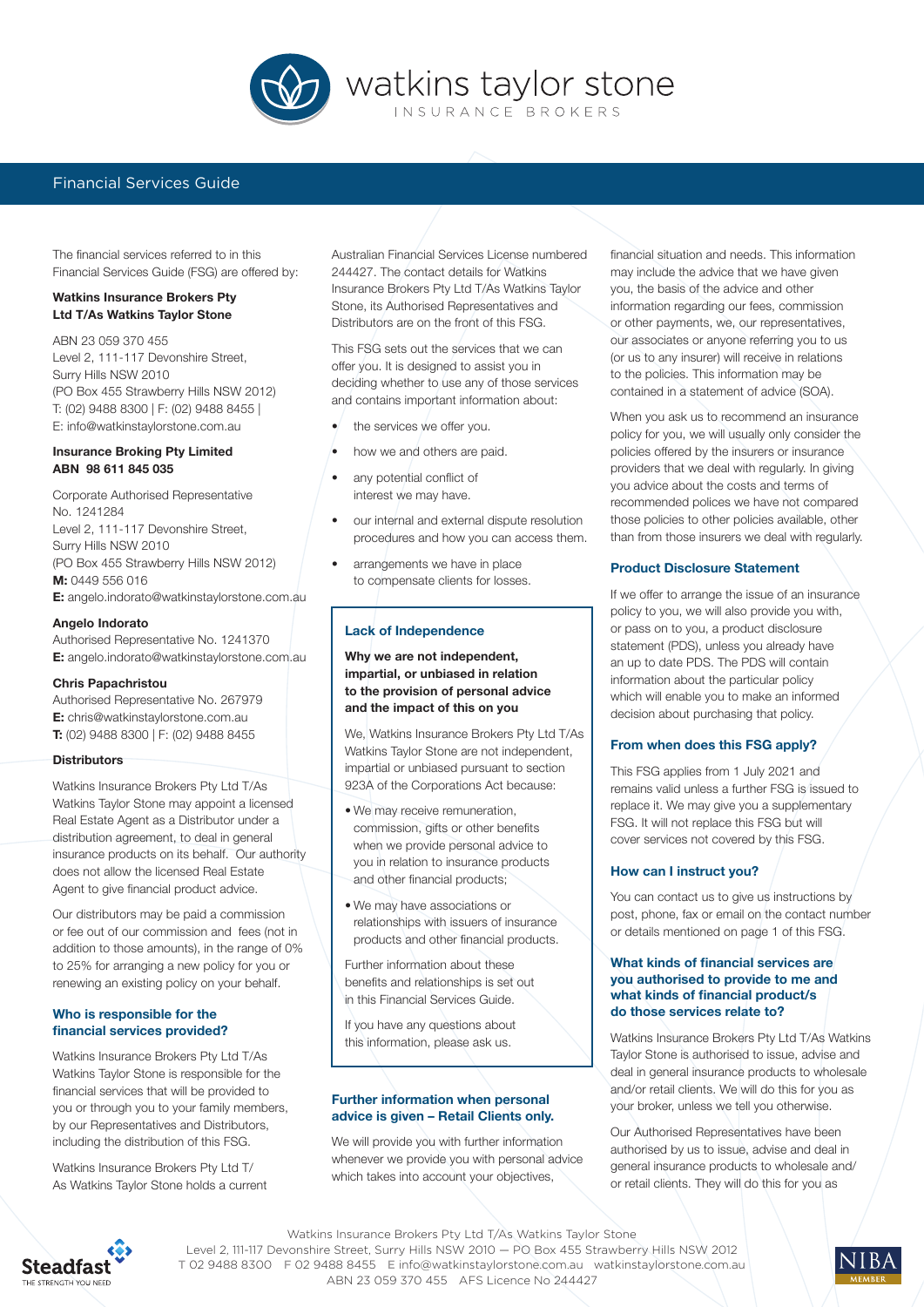# watkins taylor stone

INSURANCE BROKERS

## Financial Services Guide

The financial services referred to in this Financial Services Guide (FSG) are offered by:

**Watkins Insurance Brokers Pty Ltd T/As Watkins Taylor Stone**

ABN 23 059 370 455
Level 2, 111-117 Devonshire Street, Surry Hills NSW 2010
(PO Box 455 Strawberry Hills NSW 2012)
T: (02) 9488 8300 | F: (02) 9488 8455 |
E: info@watkinstaylorstone.com.au

**Insurance Broking Pty Limited**
**ABN 98 611 845 035**

Corporate Authorised Representative No. 1241284
Level 2, 111-117 Devonshire Street, Surry Hills NSW 2010
(PO Box 455 Strawberry Hills NSW 2012)
**M:** 0449 556 016
**E:** angelo.indorato@watkinstaylorstone.com.au

**Angelo Indorato**
Authorised Representative No. 1241370
**E:** angelo.indorato@watkinstaylorstone.com.au

**Chris Papachristou**
Authorised Representative No. 267979
**E:** chris@watkinstaylorstone.com.au
**T:** (02) 9488 8300 | F: (02) 9488 8455

**Distributors**

Watkins Insurance Brokers Pty Ltd T/As Watkins Taylor Stone may appoint a licensed Real Estate Agent as a Distributor under a distribution agreement, to deal in general insurance products on its behalf. Our authority does not allow the licensed Real Estate Agent to give financial product advice.

Our distributors may be paid a commission or fee out of our commission and fees (not in addition to those amounts), in the range of 0% to 25% for arranging a new policy for you or renewing an existing policy on your behalf.

### Who is responsible for the financial services provided?

Watkins Insurance Brokers Pty Ltd T/As Watkins Taylor Stone is responsible for the financial services that will be provided to you or through you to your family members, by our Representatives and Distributors, including the distribution of this FSG.

Watkins Insurance Brokers Pty Ltd T/As Watkins Taylor Stone holds a current Australian Financial Services License numbered 244427. The contact details for Watkins Insurance Brokers Pty Ltd T/As Watkins Taylor Stone, its Authorised Representatives and Distributors are on the front of this FSG.

This FSG sets out the services that we can offer you. It is designed to assist you in deciding whether to use any of those services and contains important information about:

- the services we offer you.
- how we and others are paid.
- any potential conflict of interest we may have.
- our internal and external dispute resolution procedures and how you can access them.
- arrangements we have in place to compensate clients for losses.

### Lack of Independence

**Why we are not independent, impartial, or unbiased in relation to the provision of personal advice and the impact of this on you**

We, Watkins Insurance Brokers Pty Ltd T/As Watkins Taylor Stone are not independent, impartial or unbiased pursuant to section 923A of the Corporations Act because:

- We may receive remuneration, commission, gifts or other benefits when we provide personal advice to you in relation to insurance products and other financial products;
- We may have associations or relationships with issuers of insurance products and other financial products.

Further information about these benefits and relationships is set out in this Financial Services Guide.

If you have any questions about this information, please ask us.

### Further information when personal advice is given – Retail Clients only.

We will provide you with further information whenever we provide you with personal advice which takes into account your objectives, financial situation and needs. This information may include the advice that we have given you, the basis of the advice and other information regarding our fees, commission or other payments, we, our representatives, our associates or anyone referring you to us (or us to any insurer) will receive in relations to the policies. This information may be contained in a statement of advice (SOA).

When you ask us to recommend an insurance policy for you, we will usually only consider the policies offered by the insurers or insurance providers that we deal with regularly. In giving you advice about the costs and terms of recommended polices we have not compared those policies to other policies available, other than from those insurers we deal with regularly.

### Product Disclosure Statement

If we offer to arrange the issue of an insurance policy to you, we will also provide you with, or pass on to you, a product disclosure statement (PDS), unless you already have an up to date PDS. The PDS will contain information about the particular policy which will enable you to make an informed decision about purchasing that policy.

### From when does this FSG apply?

This FSG applies from 1 July 2021 and remains valid unless a further FSG is issued to replace it. We may give you a supplementary FSG. It will not replace this FSG but will cover services not covered by this FSG.

### How can I instruct you?

You can contact us to give us instructions by post, phone, fax or email on the contact number or details mentioned on page 1 of this FSG.

### What kinds of financial services are you authorised to provide to me and what kinds of financial product/s do those services relate to?

Watkins Insurance Brokers Pty Ltd T/As Watkins Taylor Stone is authorised to issue, advise and deal in general insurance products to wholesale and/or retail clients. We will do this for you as your broker, unless we tell you otherwise.

Our Authorised Representatives have been authorised by us to issue, advise and deal in general insurance products to wholesale and/or retail clients. They will do this for you as

Watkins Insurance Brokers Pty Ltd T/As Watkins Taylor Stone
Level 2, 111-117 Devonshire Street, Surry Hills NSW 2010 — PO Box 455 Strawberry Hills NSW 2012
T 02 9488 8300 F 02 9488 8455 E info@watkinstaylorstone.com.au watkinstaylorstone.com.au
ABN 23 059 370 455 AFS Licence No 244427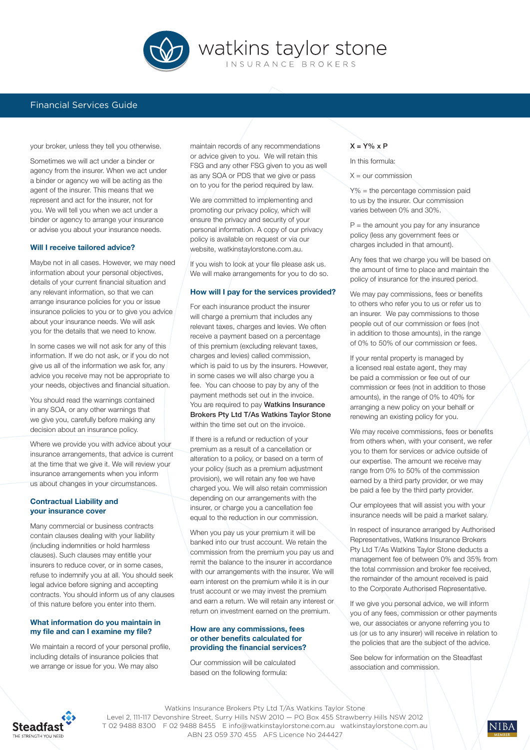your broker, unless they tell you otherwise.

Sometimes we will act under a binder or agency from the insurer. When we act under a binder or agency we will be acting as the agent of the insurer. This means that we represent and act for the insurer, not for you. We will tell you when we act under a binder or agency to arrange your insurance or advise you about your insurance needs.

### Will I receive tailored advice?

Maybe not in all cases. However, we may need information about your personal objectives, details of your current financial situation and any relevant information, so that we can arrange insurance policies for you or issue insurance policies to you or to give you advice about your insurance needs. We will ask you for the details that we need to know.

In some cases we will not ask for any of this information. If we do not ask, or if you do not give us all of the information we ask for, any advice you receive may not be appropriate to your needs, objectives and financial situation.

You should read the warnings contained in any SOA, or any other warnings that we give you, carefully before making any decision about an insurance policy.

Where we provide you with advice about your insurance arrangements, that advice is current at the time that we give it. We will review your insurance arrangements when you inform us about changes in your circumstances.

### Contractual Liability and your insurance cover

Many commercial or business contracts contain clauses dealing with your liability (including indemnities or hold harmless clauses). Such clauses may entitle your insurers to reduce cover, or in some cases, refuse to indemnify you at all. You should seek legal advice before signing and accepting contracts. You should inform us of any clauses of this nature before you enter into them.

### What information do you maintain in my file and can I examine my file?

We maintain a record of your personal profile, including details of insurance policies that we arrange or issue for you. We may also maintain records of any recommendations or advice given to you. We will retain this FSG and any other FSG given to you as well as any SOA or PDS that we give or pass on to you for the period required by law.

We are committed to implementing and promoting our privacy policy, which will ensure the privacy and security of your personal information. A copy of our privacy policy is available on request or via our website, watkinstaylorstone.com.au.

If you wish to look at your file please ask us. We will make arrangements for you to do so.

### How will I pay for the services provided?

For each insurance product the insurer will charge a premium that includes any relevant taxes, charges and levies. We often receive a payment based on a percentage of this premium (excluding relevant taxes, charges and levies) called commission, which is paid to us by the insurers. However, in some cases we will also charge you a fee. You can choose to pay by any of the payment methods set out in the invoice. You are required to pay **Watkins Insurance Brokers Pty Ltd T/As Watkins Taylor Stone** within the time set out on the invoice.

If there is a refund or reduction of your premium as a result of a cancellation or alteration to a policy, or based on a term of your policy (such as a premium adjustment provision), we will retain any fee we have charged you. We will also retain commission depending on our arrangements with the insurer, or charge you a cancellation fee equal to the reduction in our commission.

When you pay us your premium it will be banked into our trust account. We retain the commission from the premium you pay us and remit the balance to the insurer in accordance with our arrangements with the insurer. We will earn interest on the premium while it is in our trust account or we may invest the premium and earn a return. We will retain any interest or return on investment earned on the premium.

### How are any commissions, fees or other benefits calculated for providing the financial services?

Our commission will be calculated based on the following formula:

$$X = Y\% \times P$$

In this formula:

X = our commission

Y% = the percentage commission paid to us by the insurer. Our commission varies between 0% and 30%.

P = the amount you pay for any insurance policy (less any government fees or charges included in that amount).

Any fees that we charge you will be based on the amount of time to place and maintain the policy of insurance for the insured period.

We may pay commissions, fees or benefits to others who refer you to us or refer us to an insurer. We pay commissions to those people out of our commission or fees (not in addition to those amounts), in the range of 0% to 50% of our commission or fees.

If your rental property is managed by a licensed real estate agent, they may be paid a commission or fee out of our commission or fees (not in addition to those amounts), in the range of 0% to 40% for arranging a new policy on your behalf or renewing an existing policy for you.

We may receive commissions, fees or benefits from others when, with your consent, we refer you to them for services or advice outside of our expertise. The amount we receive may range from 0% to 50% of the commission earned by a third party provider, or we may be paid a fee by the third party provider.

Our employees that will assist you with your insurance needs will be paid a market salary.

In respect of insurance arranged by Authorised Representatives, Watkins Insurance Brokers Pty Ltd T/As Watkins Taylor Stone deducts a management fee of between 0% and 35% from the total commission and broker fee received, the remainder of the amount received is paid to the Corporate Authorised Representative.

If we give you personal advice, we will inform you of any fees, commission or other payments we, our associates or anyone referring you to us (or us to any insurer) will receive in relation to the policies that are the subject of the advice.

See below for information on the Steadfast association and commission.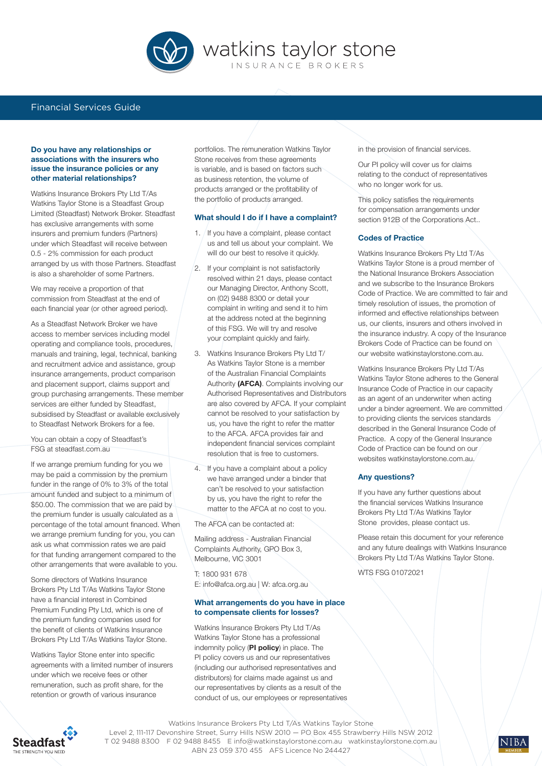## Financial Services Guide

### Do you have any relationships or associations with the insurers who issue the insurance policies or any other material relationships?

Watkins Insurance Brokers Pty Ltd T/As Watkins Taylor Stone is a Steadfast Group Limited (Steadfast) Network Broker. Steadfast has exclusive arrangements with some insurers and premium funders (Partners) under which Steadfast will receive between 0.5 - 2% commission for each product arranged by us with those Partners. Steadfast is also a shareholder of some Partners.

We may receive a proportion of that commission from Steadfast at the end of each financial year (or other agreed period).

As a Steadfast Network Broker we have access to member services including model operating and compliance tools, procedures, manuals and training, legal, technical, banking and recruitment advice and assistance, group insurance arrangements, product comparison and placement support, claims support and group purchasing arrangements. These member services are either funded by Steadfast, subsidised by Steadfast or available exclusively to Steadfast Network Brokers for a fee.

You can obtain a copy of Steadfast's FSG at steadfast.com.au

If we arrange premium funding for you we may be paid a commission by the premium funder in the range of 0% to 3% of the total amount funded and subject to a minimum of $50.00. The commission that we are paid by the premium funder is usually calculated as a percentage of the total amount financed. When we arrange premium funding for you, you can ask us what commission rates we are paid for that funding arrangement compared to the other arrangements that were available to you.

Some directors of Watkins Insurance Brokers Pty Ltd T/As Watkins Taylor Stone have a financial interest in Combined Premium Funding Pty Ltd, which is one of the premium funding companies used for the benefit of clients of Watkins Insurance Brokers Pty Ltd T/As Watkins Taylor Stone.

Watkins Taylor Stone enter into specific agreements with a limited number of insurers under which we receive fees or other remuneration, such as profit share, for the retention or growth of various insurance portfolios. The remuneration Watkins Taylor Stone receives from these agreements is variable, and is based on factors such as business retention, the volume of products arranged or the profitability of the portfolio of products arranged.

### What should I do if I have a complaint?

1. If you have a complaint, please contact us and tell us about your complaint. We will do our best to resolve it quickly.
2. If your complaint is not satisfactorily resolved within 21 days, please contact our Managing Director, Anthony Scott, on (02) 9488 8300 or detail your complaint in writing and send it to him at the address noted at the beginning of this FSG. We will try and resolve your complaint quickly and fairly.
3. Watkins Insurance Brokers Pty Ltd T/As Watkins Taylor Stone is a member of the Australian Financial Complaints Authority **(AFCA)**. Complaints involving our Authorised Representatives and Distributors are also covered by AFCA. If your complaint cannot be resolved to your satisfaction by us, you have the right to refer the matter to the AFCA. AFCA provides fair and independent financial services complaint resolution that is free to customers.
4. If you have a complaint about a policy we have arranged under a binder that can't be resolved to your satisfaction by us, you have the right to refer the matter to the AFCA at no cost to you.

The AFCA can be contacted at:

Mailing address - Australian Financial Complaints Authority, GPO Box 3, Melbourne, VIC 3001

T: 1800 931 678
E: info@afca.org.au | W: afca.org.au

### What arrangements do you have in place to compensate clients for losses?

Watkins Insurance Brokers Pty Ltd T/As Watkins Taylor Stone has a professional indemnity policy (**PI policy**) in place. The PI policy covers us and our representatives (including our authorised representatives and distributors) for claims made against us and our representatives by clients as a result of the conduct of us, our employees or representatives in the provision of financial services.

Our PI policy will cover us for claims relating to the conduct of representatives who no longer work for us.

This policy satisfies the requirements for compensation arrangements under section 912B of the Corporations Act..

### Codes of Practice

Watkins Insurance Brokers Pty Ltd T/As Watkins Taylor Stone is a proud member of the National Insurance Brokers Association and we subscribe to the Insurance Brokers Code of Practice. We are committed to fair and timely resolution of issues, the promotion of informed and effective relationships between us, our clients, insurers and others involved in the insurance industry. A copy of the Insurance Brokers Code of Practice can be found on our website watkinstaylorstone.com.au.

Watkins Insurance Brokers Pty Ltd T/As Watkins Taylor Stone adheres to the General Insurance Code of Practice in our capacity as an agent of an underwriter when acting under a binder agreement. We are committed to providing clients the services standards described in the General Insurance Code of Practice. A copy of the General Insurance Code of Practice can be found on our websites watkinstaylorstone.com.au.

### Any questions?

If you have any further questions about the financial services Watkins Insurance Brokers Pty Ltd T/As Watkins Taylor Stone provides, please contact us.

Please retain this document for your reference and any future dealings with Watkins Insurance Brokers Pty Ltd T/As Watkins Taylor Stone.

WTS FSG 01072021

Watkins Insurance Brokers Pty Ltd T/As Watkins Taylor Stone
Level 2, 111-117 Devonshire Street, Surry Hills NSW 2010 — PO Box 455 Strawberry Hills NSW 2012
T 02 9488 8300 F 02 9488 8455 E info@watkinstaylorstone.com.au watkinstaylorstone.com.au
ABN 23 059 370 455 AFS Licence No 244427